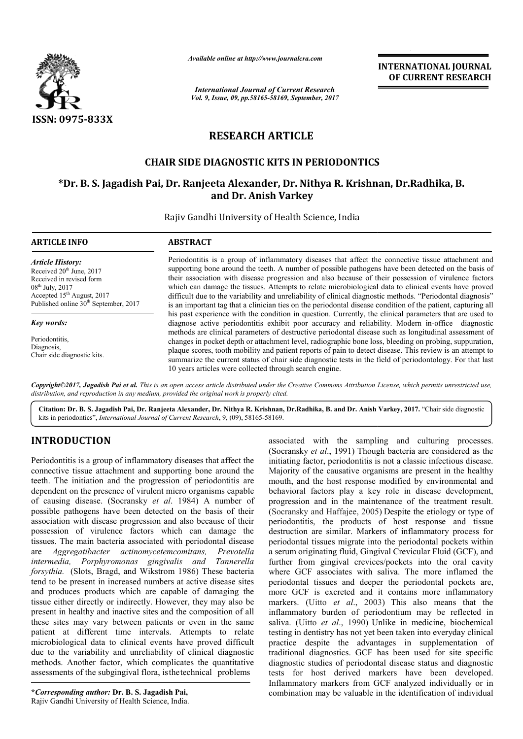# RESEARCH ARTICLE

## CHAIR SIDE DIAGNOSTIC KITS IN PERIODONTICS

**\*Dr. B. S. Jagadish Pai, Dr. Ranjeeta Alexander, Dr. Nithya R. Krishnan, Dr.Radhika, B. and Dr. Anish Varkey**

Rajiv Gandhi University of Health Science, India

**ARTICLE INFO**

*Article History:*
Received 20th June, 2017
Received in revised form 08th July, 2017
Accepted 15th August, 2017
Published online 30th September, 2017

*Key words:*
Periodontitis,
Diagnosis,
Chair side diagnostic kits.

**ABSTRACT**

Periodontitis is a group of inflammatory diseases that affect the connective tissue attachment and supporting bone around the teeth. A number of possible pathogens have been detected on the basis of their association with disease progression and also because of their possession of virulence factors which can damage the tissues. Attempts to relate microbiological data to clinical events have proved difficult due to the variability and unreliability of clinical diagnostic methods. "Periodontal diagnosis" is an important tag that a clinician ties on the periodontal disease condition of the patient, capturing all his past experience with the condition in question. Currently, the clinical parameters that are used to diagnose active periodontitis exhibit poor accuracy and reliability. Modern in-office diagnostic methods are clinical parameters of destructive periodontal disease such as longitudinal assessment of changes in pocket depth or attachment level, radiographic bone loss, bleeding on probing, suppuration, plaque scores, tooth mobility and patient reports of pain to detect disease. This review is an attempt to summarize the current status of chair side diagnostic tests in the field of periodontology. For that last 10 years articles were collected through search engine.

*Copyright©2017, Jagadish Pai et al. This is an open access article distributed under the Creative Commons Attribution License, which permits unrestricted use, distribution, and reproduction in any medium, provided the original work is properly cited.*

**Citation: Dr. B. S. Jagadish Pai, Dr. Ranjeeta Alexander, Dr. Nithya R. Krishnan, Dr.Radhika, B. and Dr. Anish Varkey, 2017.** "Chair side diagnostic kits in periodontics", *International Journal of Current Research*, 9, (09), 58165-58169.

# INTRODUCTION

Periodontitis is a group of inflammatory diseases that affect the connective tissue attachment and supporting bone around the teeth. The initiation and the progression of periodontitis are dependent on the presence of virulent micro organisms capable of causing disease. (Socransky *et al*. 1984) A number of possible pathogens have been detected on the basis of their association with disease progression and also because of their possession of virulence factors which can damage the tissues. The main bacteria associated with periodontal disease are *Aggregatibacter actinomycetemcomitans, Prevotella intermedia, Porphyromonas gingivalis and Tannerella forsythia.* (Slots, Bragd, and Wikstrom 1986) These bacteria tend to be present in increased numbers at active disease sites and produces products which are capable of damaging the tissue either directly or indirectly. However, they may also be present in healthy and inactive sites and the composition of all these sites may vary between patients or even in the same patient at different time intervals. Attempts to relate microbiological data to clinical events have proved difficult due to the variability and unreliability of clinical diagnostic methods. Another factor, which complicates the quantitative assessments of the subgingival flora, isthetechnical problems associated with the sampling and culturing processes. (Socransky *et al*., 1991) Though bacteria are considered as the initiating factor, periodontitis is not a classic infectious disease. Majority of the causative organisms are present in the healthy mouth, and the host response modified by environmental and behavioral factors play a key role in disease development, progression and in the maintenance of the treatment result. (Socransky and Haffajee, 2005) Despite the etiology or type of periodontitis, the products of host response and tissue destruction are similar. Markers of inflammatory process for periodontal tissues migrate into the periodontal pockets within a serum originating fluid, Gingival Crevicular Fluid (GCF), and further from gingival crevices/pockets into the oral cavity where GCF associates with saliva. The more inflamed the periodontal tissues and deeper the periodontal pockets are, more GCF is excreted and it contains more inflammatory markers. (Uitto *et al*., 2003) This also means that the inflammatory burden of periodontium may be reflected in saliva. (Uitto *et al*., 1990) Unlike in medicine, biochemical testing in dentistry has not yet been taken into everyday clinical practice despite the advantages in supplementation of traditional diagnostics. GCF has been used for site specific diagnostic studies of periodontal disease status and diagnostic tests for host derived markers have been developed. Inflammatory markers from GCF analyzed individually or in combination may be valuable in the identification of individual

**\*Corresponding author: Dr. B. S. Jagadish Pai,**
Rajiv Gandhi University of Health Science, India.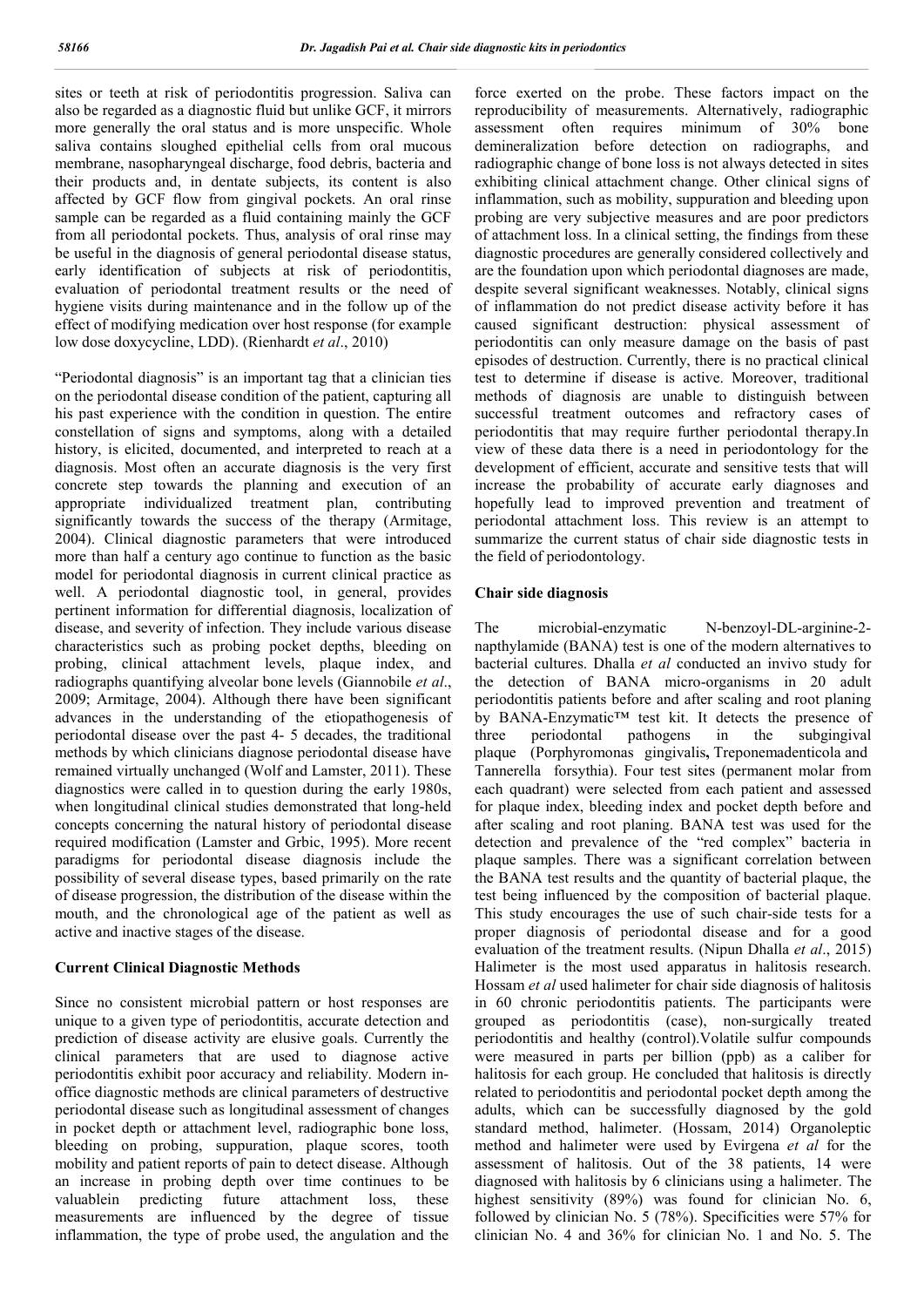sites or teeth at risk of periodontitis progression. Saliva can also be regarded as a diagnostic fluid but unlike GCF, it mirrors more generally the oral status and is more unspecific. Whole saliva contains sloughed epithelial cells from oral mucous membrane, nasopharyngeal discharge, food debris, bacteria and their products and, in dentate subjects, its content is also affected by GCF flow from gingival pockets. An oral rinse sample can be regarded as a fluid containing mainly the GCF from all periodontal pockets. Thus, analysis of oral rinse may be useful in the diagnosis of general periodontal disease status, early identification of subjects at risk of periodontitis, evaluation of periodontal treatment results or the need of hygiene visits during maintenance and in the follow up of the effect of modifying medication over host response (for example low dose doxycycline, LDD). (Rienhardt *et al*., 2010)

"Periodontal diagnosis" is an important tag that a clinician ties on the periodontal disease condition of the patient, capturing all his past experience with the condition in question. The entire constellation of signs and symptoms, along with a detailed history, is elicited, documented, and interpreted to reach at a diagnosis. Most often an accurate diagnosis is the very first concrete step towards the planning and execution of an appropriate individualized treatment plan, contributing significantly towards the success of the therapy (Armitage, 2004). Clinical diagnostic parameters that were introduced more than half a century ago continue to function as the basic model for periodontal diagnosis in current clinical practice as well. A periodontal diagnostic tool, in general, provides pertinent information for differential diagnosis, localization of disease, and severity of infection. They include various disease characteristics such as probing pocket depths, bleeding on probing, clinical attachment levels, plaque index, and radiographs quantifying alveolar bone levels (Giannobile *et al*., 2009; Armitage, 2004). Although there have been significant advances in the understanding of the etiopathogenesis of periodontal disease over the past 4- 5 decades, the traditional methods by which clinicians diagnose periodontal disease have remained virtually unchanged (Wolf and Lamster, 2011). These diagnostics were called in to question during the early 1980s, when longitudinal clinical studies demonstrated that long-held concepts concerning the natural history of periodontal disease required modification (Lamster and Grbic, 1995). More recent paradigms for periodontal disease diagnosis include the possibility of several disease types, based primarily on the rate of disease progression, the distribution of the disease within the mouth, and the chronological age of the patient as well as active and inactive stages of the disease.

## Current Clinical Diagnostic Methods

Since no consistent microbial pattern or host responses are unique to a given type of periodontitis, accurate detection and prediction of disease activity are elusive goals. Currently the clinical parameters that are used to diagnose active periodontitis exhibit poor accuracy and reliability. Modern in-office diagnostic methods are clinical parameters of destructive periodontal disease such as longitudinal assessment of changes in pocket depth or attachment level, radiographic bone loss, bleeding on probing, suppuration, plaque scores, tooth mobility and patient reports of pain to detect disease. Although an increase in probing depth over time continues to be valuablein predicting future attachment loss, these measurements are influenced by the degree of tissue inflammation, the type of probe used, the angulation and the force exerted on the probe. These factors impact on the reproducibility of measurements. Alternatively, radiographic assessment often requires minimum of 30% bone demineralization before detection on radiographs, and radiographic change of bone loss is not always detected in sites exhibiting clinical attachment change. Other clinical signs of inflammation, such as mobility, suppuration and bleeding upon probing are very subjective measures and are poor predictors of attachment loss. In a clinical setting, the findings from these diagnostic procedures are generally considered collectively and are the foundation upon which periodontal diagnoses are made, despite several significant weaknesses. Notably, clinical signs of inflammation do not predict disease activity before it has caused significant destruction: physical assessment of periodontitis can only measure damage on the basis of past episodes of destruction. Currently, there is no practical clinical test to determine if disease is active. Moreover, traditional methods of diagnosis are unable to distinguish between successful treatment outcomes and refractory cases of periodontitis that may require further periodontal therapy.In view of these data there is a need in periodontology for the development of efficient, accurate and sensitive tests that will increase the probability of accurate early diagnoses and hopefully lead to improved prevention and treatment of periodontal attachment loss. This review is an attempt to summarize the current status of chair side diagnostic tests in the field of periodontology.

## Chair side diagnosis

The microbial-enzymatic N-benzoyl-DL-arginine-2-napthylamide (BANA) test is one of the modern alternatives to bacterial cultures. Dhalla *et al* conducted an invivo study for the detection of BANA micro-organisms in 20 adult periodontitis patients before and after scaling and root planing by BANA-Enzymatic™ test kit. It detects the presence of three periodontal pathogens in the subgingival plaque (Porphyromonas gingivalis**,** Treponemadenticola and Tannerella forsythia). Four test sites (permanent molar from each quadrant) were selected from each patient and assessed for plaque index, bleeding index and pocket depth before and after scaling and root planing. BANA test was used for the detection and prevalence of the "red complex" bacteria in plaque samples. There was a significant correlation between the BANA test results and the quantity of bacterial plaque, the test being influenced by the composition of bacterial plaque. This study encourages the use of such chair-side tests for a proper diagnosis of periodontal disease and for a good evaluation of the treatment results. (Nipun Dhalla *et al*., 2015) Halimeter is the most used apparatus in halitosis research. Hossam *et al* used halimeter for chair side diagnosis of halitosis in 60 chronic periodontitis patients. The participants were grouped as periodontitis (case), non-surgically treated periodontitis and healthy (control).Volatile sulfur compounds were measured in parts per billion (ppb) as a caliber for halitosis for each group. He concluded that halitosis is directly related to periodontitis and periodontal pocket depth among the adults, which can be successfully diagnosed by the gold standard method, halimeter. (Hossam, 2014) Organoleptic method and halimeter were used by Evirgena *et al* for the assessment of halitosis. Out of the 38 patients, 14 were diagnosed with halitosis by 6 clinicians using a halimeter. The highest sensitivity (89%) was found for clinician No. 6, followed by clinician No. 5 (78%). Specificities were 57% for clinician No. 4 and 36% for clinician No. 1 and No. 5. The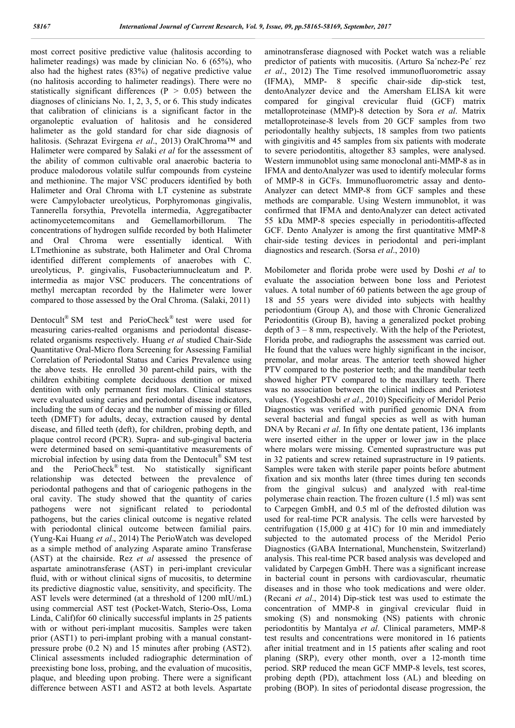most correct positive predictive value (halitosis according to halimeter readings) was made by clinician No. 6 (65%), who also had the highest rates (83%) of negative predictive value (no halitosis according to halimeter readings). There were no statistically significant differences ($P > 0.05$) between the diagnoses of clinicians No. 1, 2, 3, 5, or 6. This study indicates that calibration of clinicians is a significant factor in the organoleptic evaluation of halitosis and he considered halimeter as the gold standard for char side diagnosis of halitosis. (Sehrazat Evirgena *et al*., 2013) OralChroma™ and Halimeter were compared by Salaki *et al* for the assessment of the ability of common cultivable oral anaerobic bacteria to produce malodorous volatile sulfur compounds from cysteine and methionine. The major VSC producers identified by both Halimeter and Oral Chroma with LT cystenine as substrate were Campylobacter ureolyticus, Porphyromonas gingivalis, Tannerella forsythia, Prevotella intermedia, Aggregatibacter actinomycetemcomitans and Gemellamorbillorum. The concentrations of hydrogen sulfide recorded by both Halimeter and Oral Chroma were essentially identical. With LTmethionine as substrate, both Halimeter and Oral Chroma identified different complements of anaerobes with C. ureolyticus, P. gingivalis, Fusobacteriumnucleatum and P. intermedia as major VSC producers. The concentrations of methyl mercaptan recorded by the Halimeter were lower compared to those assessed by the Oral Chroma. (Salaki, 2011)

Dentocult® SM test and PerioCheck® test were used for measuring caries-realted organisms and periodontal disease-related organisms respectively. Huang *et al* studied Chair-Side Quantitative Oral-Micro flora Screening for Assessing Familial Correlation of Periodontal Status and Caries Prevalence using the above tests. He enrolled 30 parent-child pairs, with the children exhibiting complete deciduous dentition or mixed dentition with only permanent first molars. Clinical statuses were evaluated using caries and periodontal disease indicators, including the sum of decay and the number of missing or filled teeth (DMFT) for adults, decay, extraction caused by dental disease, and filled teeth (deft), for children, probing depth, and plaque control record (PCR). Supra- and sub-gingival bacteria were determined based on semi-quantitative measurements of microbial infection by using data from the Dentocult® SM test and the PerioCheck® test. No statistically significant relationship was detected between the prevalence of periodontal pathogens and that of cariogenic pathogens in the oral cavity. The study showed that the quantity of caries pathogens were not significant related to periodontal pathogens, but the caries clinical outcome is negative related with periodontal clinical outcome between familial pairs. (Yung-Kai Huang *et al*., 2014) The PerioWatch was developed as a simple method of analyzing Asparate amino Transferase (AST) at the chairside. Rez *et al* assessed the presence of aspartate aminotransferase (AST) in peri-implant crevicular fluid, with or without clinical signs of mucositis, to determine its predictive diagnostic value, sensitivity, and specificity. The AST levels were determined (at a threshold of 1200 mIU/mL) using commercial AST test (Pocket-Watch, Sterio-Oss, Loma Linda, Calif)for 60 clinically successful implants in 25 patients with or without peri-implant mucositis. Samples were taken prior (AST1) to peri-implant probing with a manual constant-pressure probe (0.2 N) and 15 minutes after probing (AST2). Clinical assessments included radiographic determination of preexisting bone loss, probing, and the evaluation of mucositis, plaque, and bleeding upon probing. There were a significant difference between AST1 and AST2 at both levels. Aspartate aminotransferase diagnosed with Pocket watch was a reliable predictor of patients with mucositis. (Arturo Sa´nchez-Pe´ rez *et al*., 2012) The Time resolved immunofluorometric assay (IFMA), MMP- 8 specific chair-side dip-stick test, dentoAnalyzer device and the Amersham ELISA kit were compared for gingival crevicular fluid (GCF) matrix metalloproteinase (MMP)-8 detection by Sora *et al*. Matrix metalloproteinase-8 levels from 20 GCF samples from two periodontally healthy subjects, 18 samples from two patients with gingivitis and 45 samples from six patients with moderate to severe periodontitis, altogether 83 samples, were analysed. Western immunoblot using same monoclonal anti-MMP-8 as in IFMA and dentoAnalyzer was used to identify molecular forms of MMP-8 in GCFs. Immunofluorometric assay and dento-Analyzer can detect MMP-8 from GCF samples and these methods are comparable. Using Western immunoblot, it was confirmed that IFMA and dentoAnalyzer can detect activated 55 kDa MMP-8 species especially in periodontitis-affected GCF. Dento Analyzer is among the first quantitative MMP-8 chair-side testing devices in periodontal and peri-implant diagnostics and research. (Sorsa *et al*., 2010)

Mobilometer and florida probe were used by Doshi *et al* to evaluate the association between bone loss and Periotest values. A total number of 60 patients between the age group of 18 and 55 years were divided into subjects with healthy periodontium (Group A), and those with Chronic Generalized Periodontitis (Group B), having a generalized pocket probing depth of 3 – 8 mm, respectively. With the help of the Periotest, Florida probe, and radiographs the assessment was carried out. He found that the values were highly significant in the incisor, premolar, and molar areas. The anterior teeth showed higher PTV compared to the posterior teeth; and the mandibular teeth showed higher PTV compared to the maxillary teeth. There was no association between the clinical indices and Periotest values. (YogeshDoshi *et al*., 2010) Specificity of Meridol Perio Diagnostics was verified with purified genomic DNA from several bacterial and fungal species as well as with human DNA by Recani *et al*. In fifty one dentate patient, 136 implants were inserted either in the upper or lower jaw in the place where molars were missing. Cemented suprastructure was put in 32 patients and screw retained suprastructure in 19 patients. Samples were taken with sterile paper points before abutment fixation and six months later (three times during ten seconds from the gingival sulcus) and analyzed with real-time polymerase chain reaction. The frozen culture (1.5 ml) was sent to Carpegen GmbH, and 0.5 ml of the defrosted dilution was used for real-time PCR analysis. The cells were harvested by centrifugation (15,000 g at 41C) for 10 min and immediately subjected to the automated process of the Meridol Perio Diagnostics (GABA International, Munchenstein, Switzerland) analysis. This real-time PCR based analysis was developed and validated by Carpegen GmbH. There was a significant increase in bacterial count in persons with cardiovascular, rheumatic diseases and in those who took medications and were older. (Recani *et al*., 2014) Dip-stick test was used to estimate the concentration of MMP-8 in gingival crevicular fluid in smoking (S) and nonsmoking (NS) patients with chronic periodontitis by Mantalya *et al*. Clinical parameters, MMP-8 test results and concentrations were monitored in 16 patients after initial treatment and in 15 patients after scaling and root planing (SRP), every other month, over a 12-month time period. SRP reduced the mean GCF MMP-8 levels, test scores, probing depth (PD), attachment loss (AL) and bleeding on probing (BOP). In sites of periodontal disease progression, the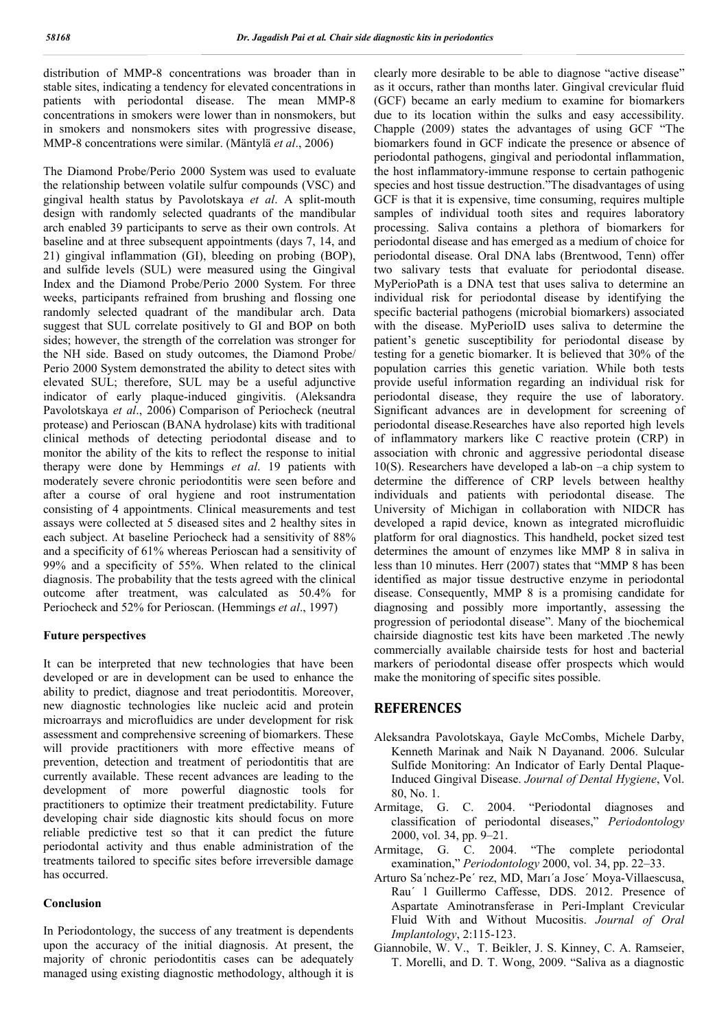distribution of MMP-8 concentrations was broader than in stable sites, indicating a tendency for elevated concentrations in patients with periodontal disease. The mean MMP-8 concentrations in smokers were lower than in nonsmokers, but in smokers and nonsmokers sites with progressive disease, MMP-8 concentrations were similar. (Mäntylä *et al*., 2006)

The Diamond Probe/Perio 2000 System was used to evaluate the relationship between volatile sulfur compounds (VSC) and gingival health status by Pavolotskaya *et al*. A split-mouth design with randomly selected quadrants of the mandibular arch enabled 39 participants to serve as their own controls. At baseline and at three subsequent appointments (days 7, 14, and 21) gingival inflammation (GI), bleeding on probing (BOP), and sulfide levels (SUL) were measured using the Gingival Index and the Diamond Probe/Perio 2000 System. For three weeks, participants refrained from brushing and flossing one randomly selected quadrant of the mandibular arch. Data suggest that SUL correlate positively to GI and BOP on both sides; however, the strength of the correlation was stronger for the NH side. Based on study outcomes, the Diamond Probe/ Perio 2000 System demonstrated the ability to detect sites with elevated SUL; therefore, SUL may be a useful adjunctive indicator of early plaque-induced gingivitis. (Aleksandra Pavolotskaya *et al*., 2006) Comparison of Periocheck (neutral protease) and Perioscan (BANA hydrolase) kits with traditional clinical methods of detecting periodontal disease and to monitor the ability of the kits to reflect the response to initial therapy were done by Hemmings *et al*. 19 patients with moderately severe chronic periodontitis were seen before and after a course of oral hygiene and root instrumentation consisting of 4 appointments. Clinical measurements and test assays were collected at 5 diseased sites and 2 healthy sites in each subject. At baseline Periocheck had a sensitivity of 88% and a specificity of 61% whereas Perioscan had a sensitivity of 99% and a specificity of 55%. When related to the clinical diagnosis. The probability that the tests agreed with the clinical outcome after treatment, was calculated as 50.4% for Periocheck and 52% for Perioscan. (Hemmings *et al*., 1997)

### Future perspectives

It can be interpreted that new technologies that have been developed or are in development can be used to enhance the ability to predict, diagnose and treat periodontitis. Moreover, new diagnostic technologies like nucleic acid and protein microarrays and microfluidics are under development for risk assessment and comprehensive screening of biomarkers. These will provide practitioners with more effective means of prevention, detection and treatment of periodontitis that are currently available. These recent advances are leading to the development of more powerful diagnostic tools for practitioners to optimize their treatment predictability. Future developing chair side diagnostic kits should focus on more reliable predictive test so that it can predict the future periodontal activity and thus enable administration of the treatments tailored to specific sites before irreversible damage has occurred.

### Conclusion

In Periodontology, the success of any treatment is dependents upon the accuracy of the initial diagnosis. At present, the majority of chronic periodontitis cases can be adequately managed using existing diagnostic methodology, although it is clearly more desirable to be able to diagnose "active disease" as it occurs, rather than months later. Gingival crevicular fluid (GCF) became an early medium to examine for biomarkers due to its location within the sulks and easy accessibility. Chapple (2009) states the advantages of using GCF "The biomarkers found in GCF indicate the presence or absence of periodontal pathogens, gingival and periodontal inflammation, the host inflammatory-immune response to certain pathogenic species and host tissue destruction."The disadvantages of using GCF is that it is expensive, time consuming, requires multiple samples of individual tooth sites and requires laboratory processing. Saliva contains a plethora of biomarkers for periodontal disease and has emerged as a medium of choice for periodontal disease. Oral DNA labs (Brentwood, Tenn) offer two salivary tests that evaluate for periodontal disease. MyPerioPath is a DNA test that uses saliva to determine an individual risk for periodontal disease by identifying the specific bacterial pathogens (microbial biomarkers) associated with the disease. MyPerioID uses saliva to determine the patient's genetic susceptibility for periodontal disease by testing for a genetic biomarker. It is believed that 30% of the population carries this genetic variation. While both tests provide useful information regarding an individual risk for periodontal disease, they require the use of laboratory. Significant advances are in development for screening of periodontal disease.Researches have also reported high levels of inflammatory markers like C reactive protein (CRP) in association with chronic and aggressive periodontal disease 10(S). Researchers have developed a lab-on –a chip system to determine the difference of CRP levels between healthy individuals and patients with periodontal disease. The University of Michigan in collaboration with NIDCR has developed a rapid device, known as integrated microfluidic platform for oral diagnostics. This handheld, pocket sized test determines the amount of enzymes like MMP 8 in saliva in less than 10 minutes. Herr (2007) states that "MMP 8 has been identified as major tissue destructive enzyme in periodontal disease. Consequently, MMP 8 is a promising candidate for diagnosing and possibly more importantly, assessing the progression of periodontal disease". Many of the biochemical chairside diagnostic test kits have been marketed .The newly commercially available chairside tests for host and bacterial markers of periodontal disease offer prospects which would make the monitoring of specific sites possible.

## REFERENCES

- Aleksandra Pavolotskaya, Gayle McCombs, Michele Darby, Kenneth Marinak and Naik N Dayanand. 2006. Sulcular Sulfide Monitoring: An Indicator of Early Dental Plaque-Induced Gingival Disease. *Journal of Dental Hygiene*, Vol. 80, No. 1.
- Armitage, G. C. 2004. "Periodontal diagnoses and classification of periodontal diseases," *Periodontology* 2000, vol. 34, pp. 9–21.
- Armitage, G. C. 2004. "The complete periodontal examination," *Periodontology* 2000, vol. 34, pp. 22–33.
- Arturo Sa´nchez-Pe´ rez, MD, Marı´a Jose´ Moya-Villaescusa, Rau´ l Guillermo Caffesse, DDS. 2012. Presence of Aspartate Aminotransferase in Peri-Implant Crevicular Fluid With and Without Mucositis. *Journal of Oral Implantology*, 2:115-123.
- Giannobile, W. V., T. Beikler, J. S. Kinney, C. A. Ramseier, T. Morelli, and D. T. Wong, 2009. "Saliva as a diagnostic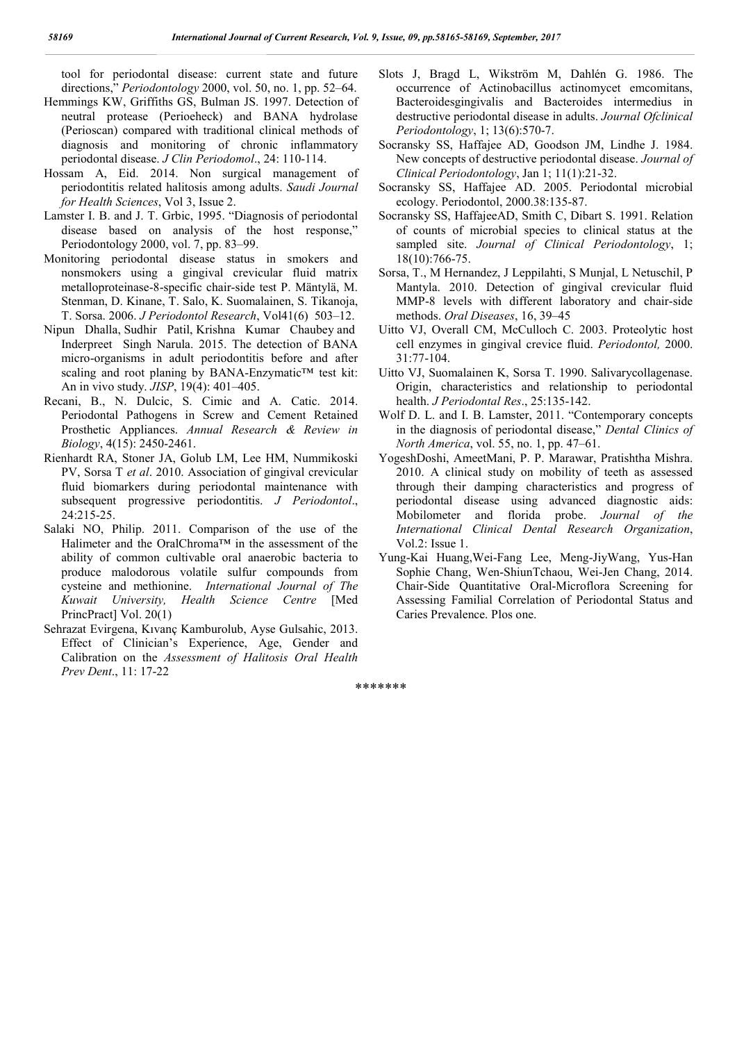tool for periodontal disease: current state and future directions," *Periodontology* 2000, vol. 50, no. 1, pp. 52–64.

Hemmings KW, Griffiths GS, Bulman JS. 1997. Detection of neutral protease (Perioeheck) and BANA hydrolase (Perioscan) compared with traditional clinical methods of diagnosis and monitoring of chronic inflammatory periodontal disease. *J Clin Periodomol*., 24: 110-114.

Hossam A, Eid. 2014. Non surgical management of periodontitis related halitosis among adults. *Saudi Journal for Health Sciences*, Vol 3, Issue 2.

Lamster I. B. and J. T. Grbic, 1995. "Diagnosis of periodontal disease based on analysis of the host response," Periodontology 2000, vol. 7, pp. 83–99.

Monitoring periodontal disease status in smokers and nonsmokers using a gingival crevicular fluid matrix metalloproteinase-8-specific chair-side test P. Mäntylä, M. Stenman, D. Kinane, T. Salo, K. Suomalainen, S. Tikanoja, T. Sorsa. 2006. *J Periodontol Research*, Vol41(6) 503–12.

Nipun Dhalla, Sudhir Patil, Krishna Kumar Chaubey and Inderpreet Singh Narula. 2015. The detection of BANA micro-organisms in adult periodontitis before and after scaling and root planing by BANA-Enzymatic™ test kit: An in vivo study. *JISP*, 19(4): 401–405.

Recani, B., N. Dulcic, S. Cimic and A. Catic. 2014. Periodontal Pathogens in Screw and Cement Retained Prosthetic Appliances. *Annual Research & Review in Biology*, 4(15): 2450-2461.

Rienhardt RA, Stoner JA, Golub LM, Lee HM, Nummikoski PV, Sorsa T *et al*. 2010. Association of gingival crevicular fluid biomarkers during periodontal maintenance with subsequent progressive periodontitis. *J Periodontol*., 24:215-25.

Salaki NO, Philip. 2011. Comparison of the use of the Halimeter and the OralChroma™ in the assessment of the ability of common cultivable oral anaerobic bacteria to produce malodorous volatile sulfur compounds from cysteine and methionine. *International Journal of The Kuwait University, Health Science Centre* [Med PrincPract] Vol. 20(1)

Sehrazat Evirgena, Kıvanç Kamburolub, Ayse Gulsahic, 2013. Effect of Clinician's Experience, Age, Gender and Calibration on the *Assessment of Halitosis Oral Health Prev Dent*., 11: 17-22

Slots J, Bragd L, Wikström M, Dahlén G. 1986. The occurrence of Actinobacillus actinomycet emcomitans, Bacteroidesgingivalis and Bacteroides intermedius in destructive periodontal disease in adults. *Journal Ofclinical Periodontology*, 1; 13(6):570-7.

Socransky SS, Haffajee AD, Goodson JM, Lindhe J. 1984. New concepts of destructive periodontal disease. *Journal of Clinical Periodontology*, Jan 1; 11(1):21-32.

Socransky SS, Haffajee AD. 2005. Periodontal microbial ecology. Periodontol, 2000.38:135-87.

Socransky SS, HaffajeeAD, Smith C, Dibart S. 1991. Relation of counts of microbial species to clinical status at the sampled site. *Journal of Clinical Periodontology*, 1; 18(10):766-75.

Sorsa, T., M Hernandez, J Leppilahti, S Munjal, L Netuschil, P Mantyla. 2010. Detection of gingival crevicular fluid MMP-8 levels with different laboratory and chair-side methods. *Oral Diseases*, 16, 39–45

Uitto VJ, Overall CM, McCulloch C. 2003. Proteolytic host cell enzymes in gingival crevice fluid. *Periodontol,* 2000. 31:77-104.

Uitto VJ, Suomalainen K, Sorsa T. 1990. Salivarycollagenase. Origin, characteristics and relationship to periodontal health. *J Periodontal Res*., 25:135-142.

Wolf D. L. and I. B. Lamster, 2011. "Contemporary concepts in the diagnosis of periodontal disease," *Dental Clinics of North America*, vol. 55, no. 1, pp. 47–61.

YogeshDoshi, AmeetMani, P. P. Marawar, Pratishtha Mishra. 2010. A clinical study on mobility of teeth as assessed through their damping characteristics and progress of periodontal disease using advanced diagnostic aids: Mobilometer and florida probe. *Journal of the International Clinical Dental Research Organization*, Vol.2: Issue 1.

Yung-Kai Huang,Wei-Fang Lee, Meng-JiyWang, Yus-Han Sophie Chang, Wen-ShiunTchaou, Wei-Jen Chang, 2014. Chair-Side Quantitative Oral-Microflora Screening for Assessing Familial Correlation of Periodontal Status and Caries Prevalence. Plos one.

\*\*\*\*\*\*\*